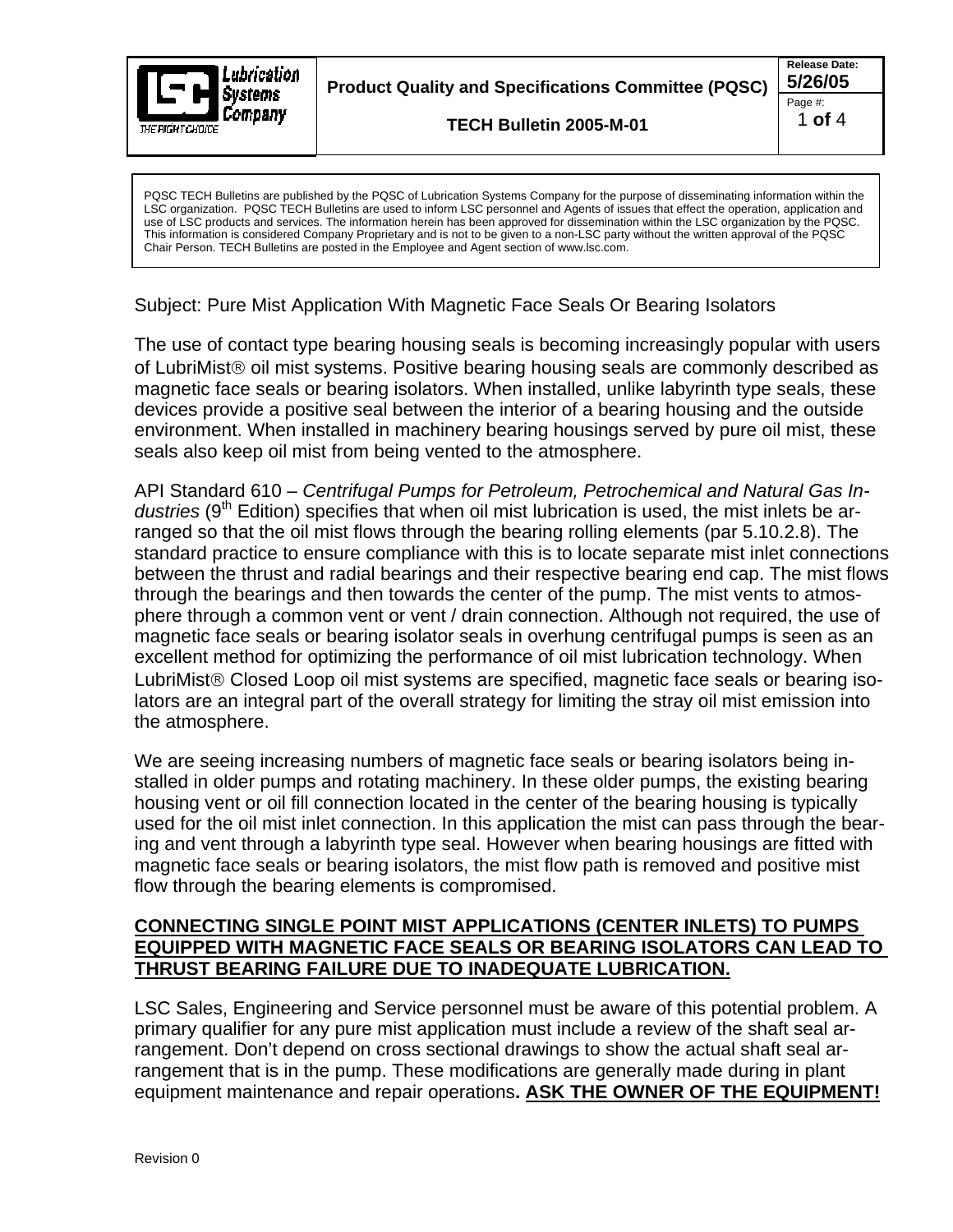**Product Quality and Specifications Committee (PQSC)**

**TECH Bulletin 2005-M-01**

**Release Date: 5/26/05**

PQSC TECH Bulletins are published by the PQSC of Lubrication Systems Company for the purpose of disseminating information within the LSC organization. PQSC TECH Bulletins are used to inform LSC personnel and Agents of issues that effect the operation, application and use of LSC products and services. The information herein has been approved for dissemination within the LSC organization by the PQSC. This information is considered Company Proprietary and is not to be given to a non-LSC party without the written approval of the PQSC Chair Person. TECH Bulletins are posted in the Employee and Agent section of www.lsc.com.

Subject: Pure Mist Application With Magnetic Face Seals Or Bearing Isolators

The use of contact type bearing housing seals is becoming increasingly popular with users of LubriMist® oil mist systems. Positive bearing housing seals are commonly described as magnetic face seals or bearing isolators. When installed, unlike labyrinth type seals, these devices provide a positive seal between the interior of a bearing housing and the outside environment. When installed in machinery bearing housings served by pure oil mist, these seals also keep oil mist from being vented to the atmosphere.

API Standard 610 – *Centrifugal Pumps for Petroleum, Petrochemical and Natural Gas Industries* (9th Edition) specifies that when oil mist lubrication is used, the mist inlets be arranged so that the oil mist flows through the bearing rolling elements (par 5.10.2.8). The standard practice to ensure compliance with this is to locate separate mist inlet connections between the thrust and radial bearings and their respective bearing end cap. The mist flows through the bearings and then towards the center of the pump. The mist vents to atmosphere through a common vent or vent / drain connection. Although not required, the use of magnetic face seals or bearing isolator seals in overhung centrifugal pumps is seen as an excellent method for optimizing the performance of oil mist lubrication technology. When LubriMist® Closed Loop oil mist systems are specified, magnetic face seals or bearing isolators are an integral part of the overall strategy for limiting the stray oil mist emission into the atmosphere.

We are seeing increasing numbers of magnetic face seals or bearing isolators being installed in older pumps and rotating machinery. In these older pumps, the existing bearing housing vent or oil fill connection located in the center of the bearing housing is typically used for the oil mist inlet connection. In this application the mist can pass through the bearing and vent through a labyrinth type seal. However when bearing housings are fitted with magnetic face seals or bearing isolators, the mist flow path is removed and positive mist flow through the bearing elements is compromised.

**CONNECTING SINGLE POINT MIST APPLICATIONS (CENTER INLETS) TO PUMPS EQUIPPED WITH MAGNETIC FACE SEALS OR BEARING ISOLATORS CAN LEAD TO THRUST BEARING FAILURE DUE TO INADEQUATE LUBRICATION.**

LSC Sales, Engineering and Service personnel must be aware of this potential problem. A primary qualifier for any pure mist application must include a review of the shaft seal arrangement. Don't depend on cross sectional drawings to show the actual shaft seal arrangement that is in the pump. These modifications are generally made during in plant equipment maintenance and repair operations. **ASK THE OWNER OF THE EQUIPMENT!**

Revision 0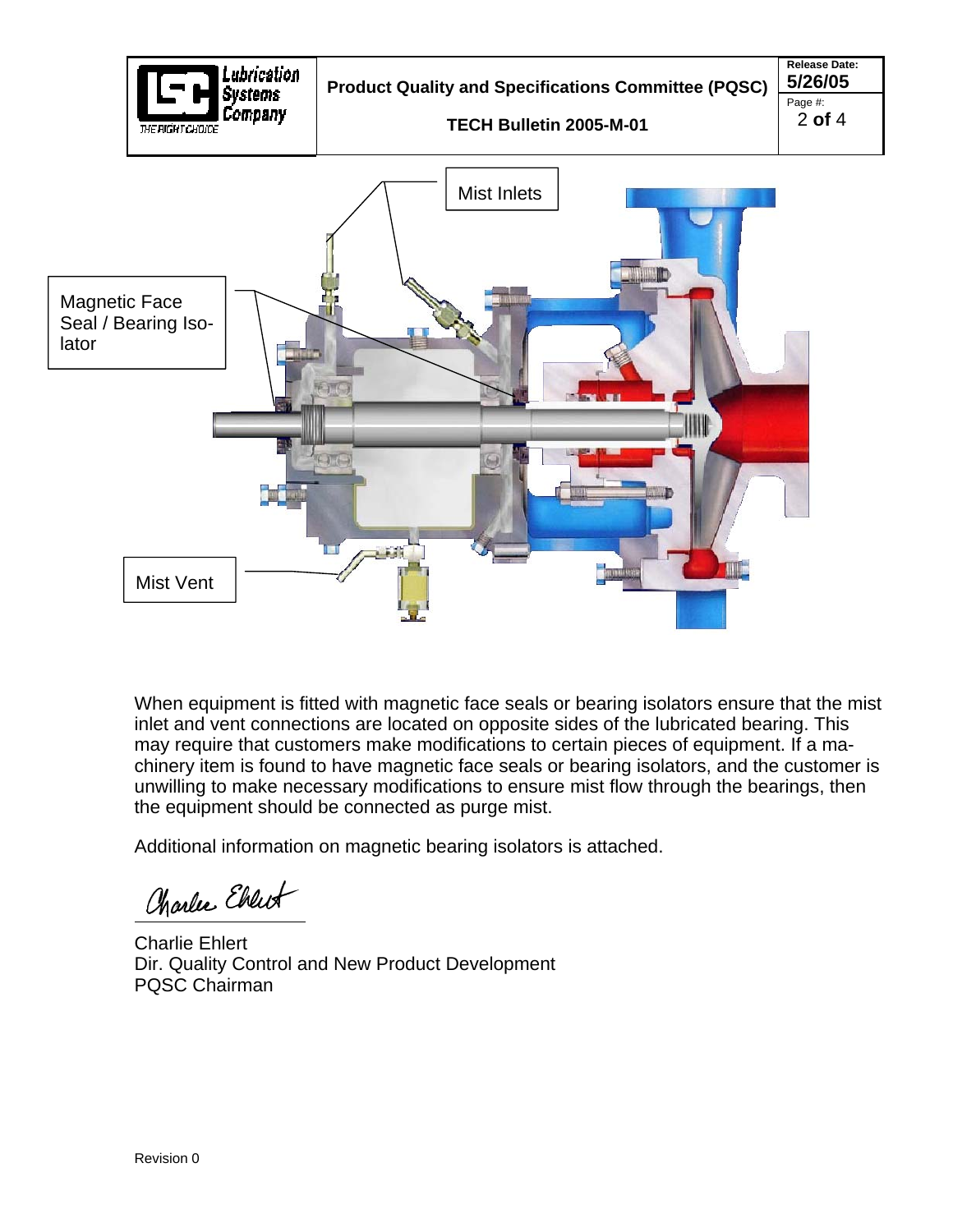Mist Inlets

Magnetic Face Seal / Bearing Isolator

Mist Vent

When equipment is fitted with magnetic face seals or bearing isolators ensure that the mist inlet and vent connections are located on opposite sides of the lubricated bearing. This may require that customers make modifications to certain pieces of equipment. If a machinery item is found to have magnetic face seals or bearing isolators, and the customer is unwilling to make necessary modifications to ensure mist flow through the bearings, then the equipment should be connected as purge mist.

Additional information on magnetic bearing isolators is attached.

Charlie Ehlert
Dir. Quality Control and New Product Development
PQSC Chairman

Revision 0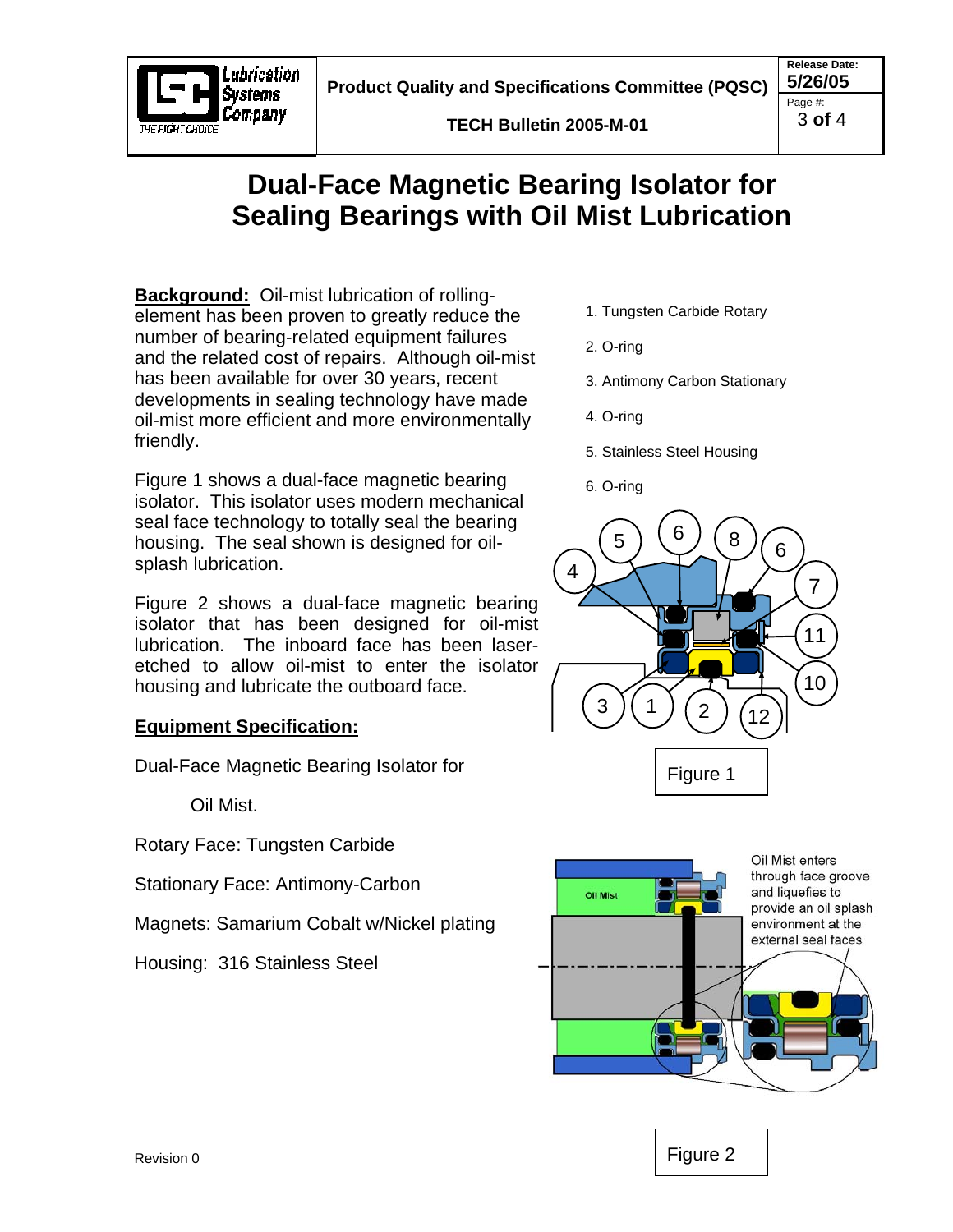# Dual-Face Magnetic Bearing Isolator for Sealing Bearings with Oil Mist Lubrication

**Background:** Oil-mist lubrication of rolling-element has been proven to greatly reduce the number of bearing-related equipment failures and the related cost of repairs. Although oil-mist has been available for over 30 years, recent developments in sealing technology have made oil-mist more efficient and more environmentally friendly.

Figure 1 shows a dual-face magnetic bearing isolator. This isolator uses modern mechanical seal face technology to totally seal the bearing housing. The seal shown is designed for oil-splash lubrication.

Figure 2 shows a dual-face magnetic bearing isolator that has been designed for oil-mist lubrication. The inboard face has been laser-etched to allow oil-mist to enter the isolator housing and lubricate the outboard face.

1. Tungsten Carbide Rotary
2. O-ring
3. Antimony Carbon Stationary
4. O-ring
5. Stainless Steel Housing
6. O-ring

Figure 1

Oil Mist

Oil Mist enters through face groove and liquefies to provide an oil splash environment at the external seal faces

Figure 2

**Equipment Specification:**

Dual-Face Magnetic Bearing Isolator for

Oil Mist.

Rotary Face: Tungsten Carbide

Stationary Face: Antimony-Carbon

Magnets: Samarium Cobalt w/Nickel plating

Housing: 316 Stainless Steel

Revision 0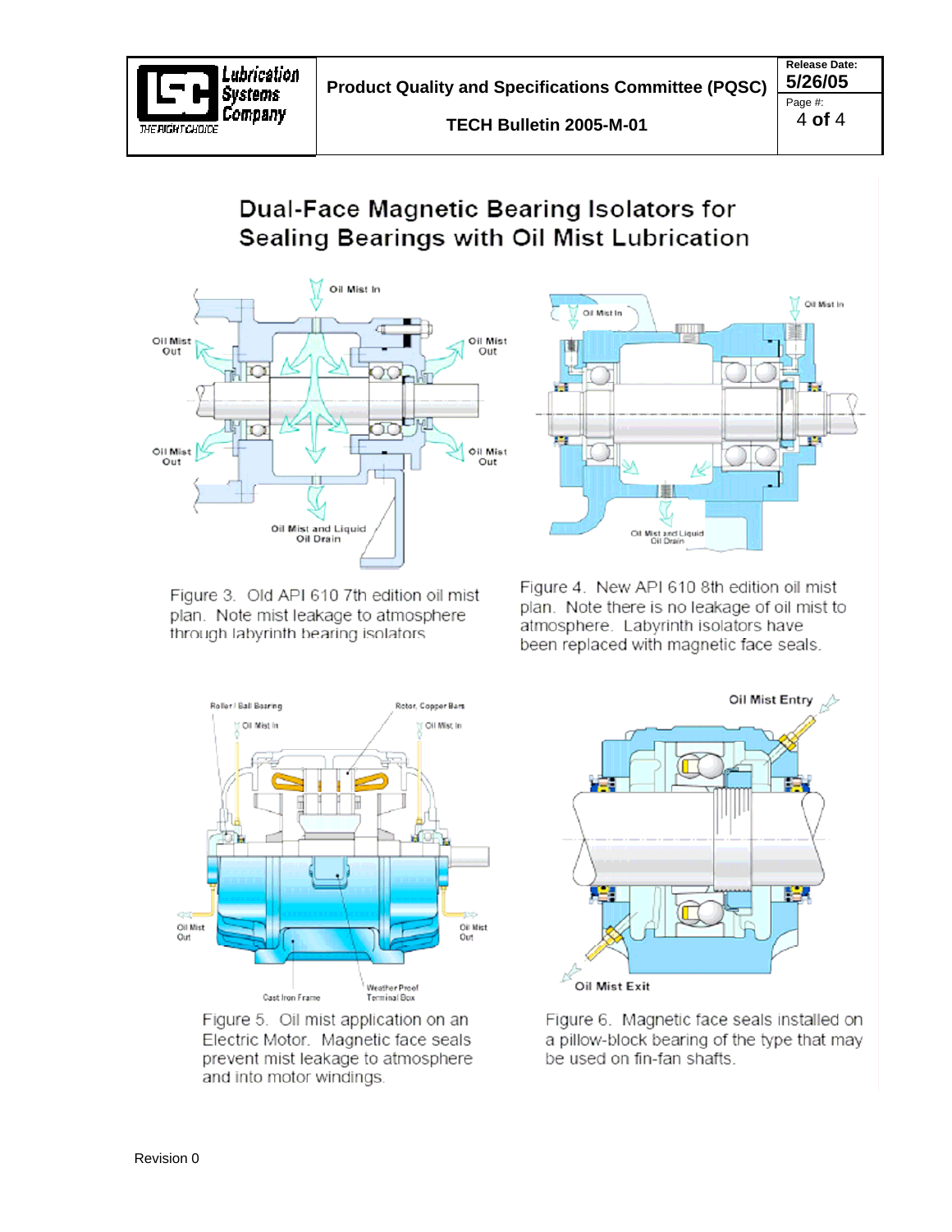# Dual-Face Magnetic Bearing Isolators for Sealing Bearings with Oil Mist Lubrication

Oil Mist In

Oil Mist Out

Oil Mist Out

Oil Mist Out

Oil Mist Out

Oil Mist and Liquid Oil Drain

Figure 3. Old API 610 7th edition oil mist plan. Note mist leakage to atmosphere through labyrinth bearing isolators

Oil Mist In

Oil Mist In

Oil Mist and Liquid Oil Drain

Figure 4. New API 610 8th edition oil mist plan. Note there is no leakage of oil mist to atmosphere. Labyrinth isolators have been replaced with magnetic face seals.

Roller / Ball Bearing

Rotor, Copper Bars

Oil Mist In

Oil Mist In

Oil Mist Out

Oil Mist Out

Cast Iron Frame

Weather Proof Terminal Box

Figure 5. Oil mist application on an Electric Motor. Magnetic face seals prevent mist leakage to atmosphere and into motor windings.

Oil Mist Entry

Oil Mist Exit

Figure 6. Magnetic face seals installed on a pillow-block bearing of the type that may be used on fin-fan shafts.

Revision 0